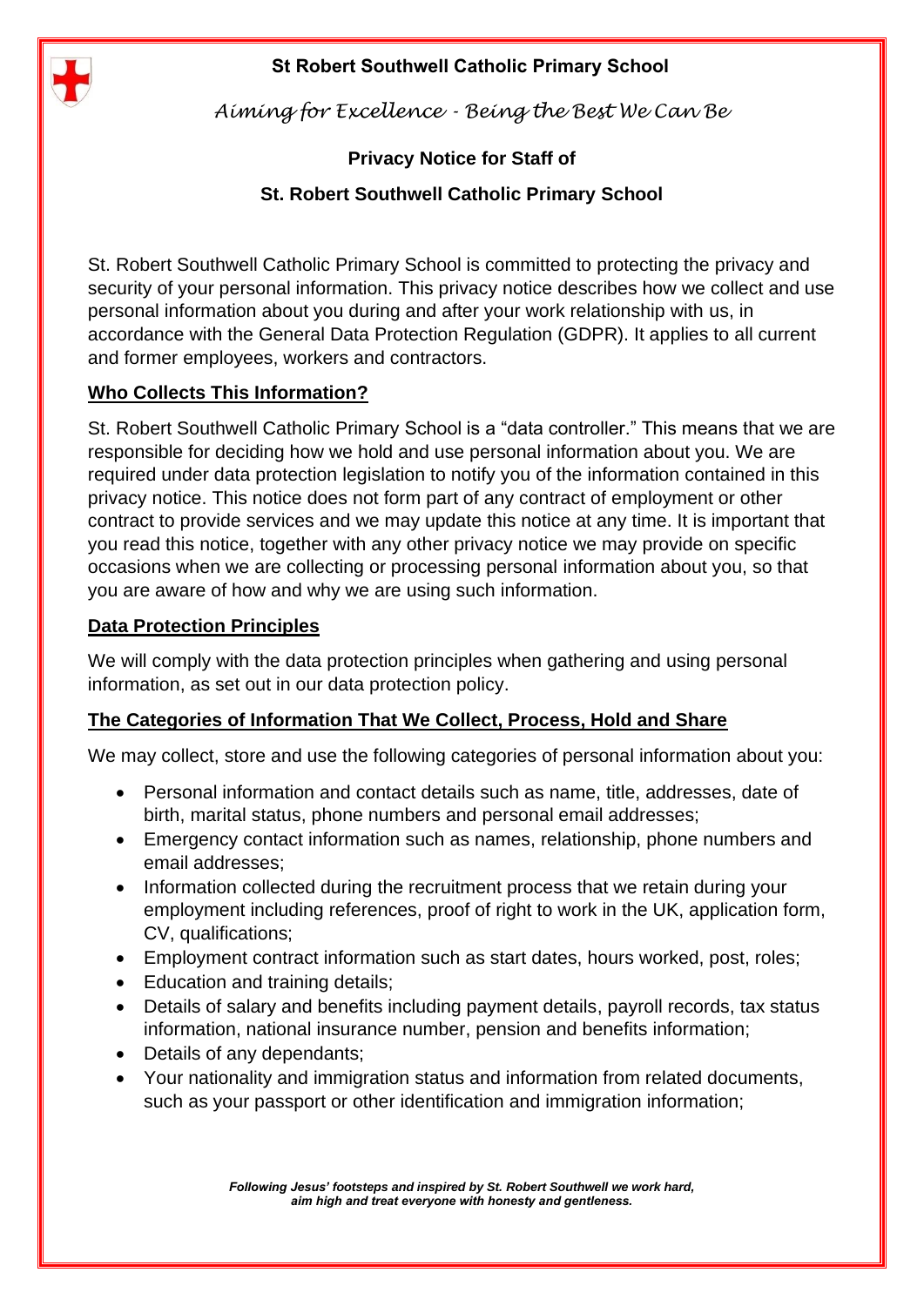**St Robert Southwell Catholic Primary School**

*Aiming for Excellence - Being the Best We Can Be*

# Privacy Notice for Staff of St. Robert Southwell Catholic Primary School

St. Robert Southwell Catholic Primary School is committed to protecting the privacy and security of your personal information. This privacy notice describes how we collect and use personal information about you during and after your work relationship with us, in accordance with the General Data Protection Regulation (GDPR). It applies to all current and former employees, workers and contractors.

## Who Collects This Information?

St. Robert Southwell Catholic Primary School is a "data controller." This means that we are responsible for deciding how we hold and use personal information about you. We are required under data protection legislation to notify you of the information contained in this privacy notice. This notice does not form part of any contract of employment or other contract to provide services and we may update this notice at any time. It is important that you read this notice, together with any other privacy notice we may provide on specific occasions when we are collecting or processing personal information about you, so that you are aware of how and why we are using such information.

## Data Protection Principles

We will comply with the data protection principles when gathering and using personal information, as set out in our data protection policy.

## The Categories of Information That We Collect, Process, Hold and Share

We may collect, store and use the following categories of personal information about you:

- Personal information and contact details such as name, title, addresses, date of birth, marital status, phone numbers and personal email addresses;
- Emergency contact information such as names, relationship, phone numbers and email addresses;
- Information collected during the recruitment process that we retain during your employment including references, proof of right to work in the UK, application form, CV, qualifications;
- Employment contract information such as start dates, hours worked, post, roles;
- Education and training details;
- Details of salary and benefits including payment details, payroll records, tax status information, national insurance number, pension and benefits information;
- Details of any dependants;
- Your nationality and immigration status and information from related documents, such as your passport or other identification and immigration information;

*Following Jesus' footsteps and inspired by St. Robert Southwell we work hard, aim high and treat everyone with honesty and gentleness.*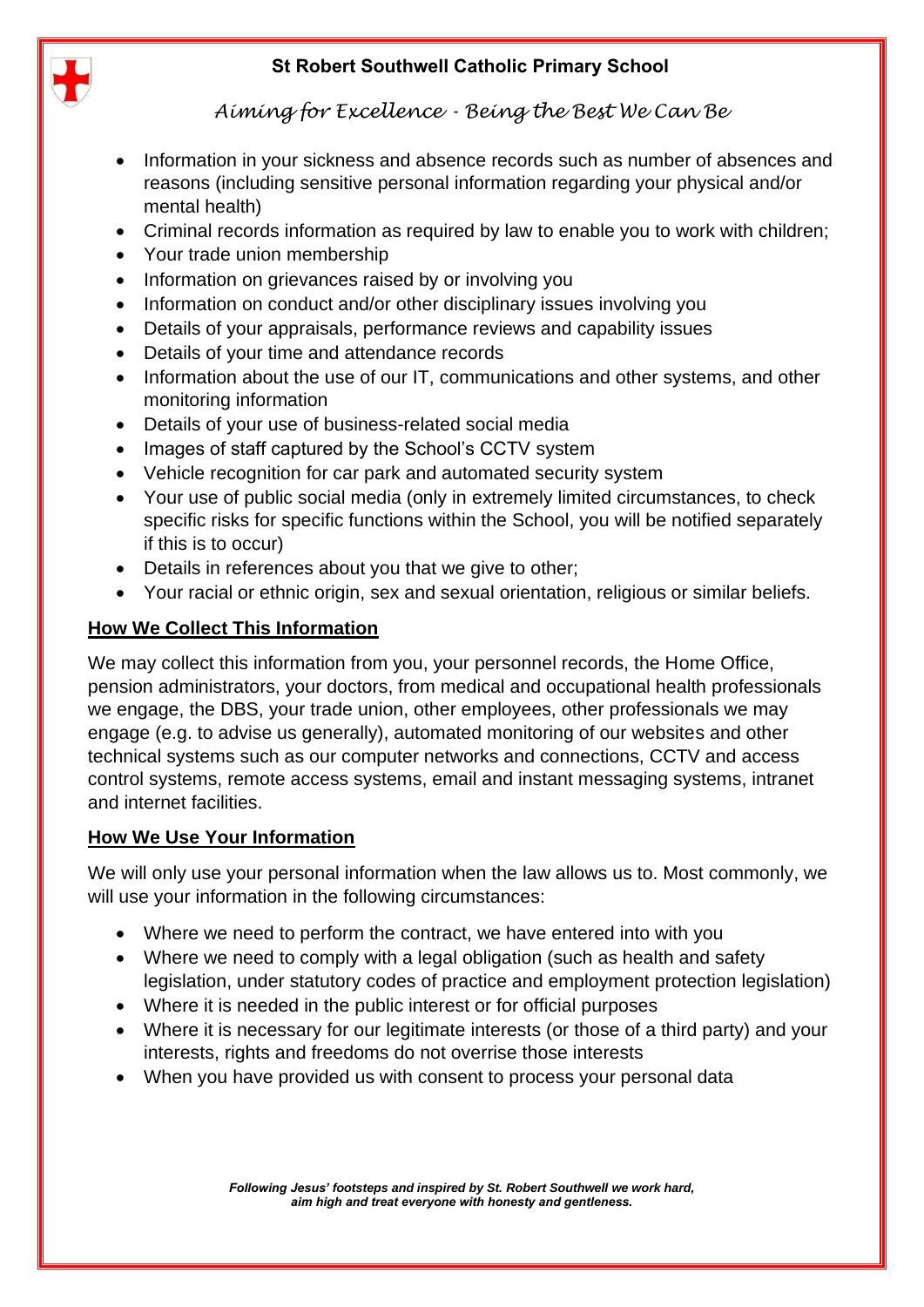- Information in your sickness and absence records such as number of absences and reasons (including sensitive personal information regarding your physical and/or mental health)
- Criminal records information as required by law to enable you to work with children;
- Your trade union membership
- Information on grievances raised by or involving you
- Information on conduct and/or other disciplinary issues involving you
- Details of your appraisals, performance reviews and capability issues
- Details of your time and attendance records
- Information about the use of our IT, communications and other systems, and other monitoring information
- Details of your use of business-related social media
- Images of staff captured by the School's CCTV system
- Vehicle recognition for car park and automated security system
- Your use of public social media (only in extremely limited circumstances, to check specific risks for specific functions within the School, you will be notified separately if this is to occur)
- Details in references about you that we give to other;
- Your racial or ethnic origin, sex and sexual orientation, religious or similar beliefs.

## How We Collect This Information

We may collect this information from you, your personnel records, the Home Office, pension administrators, your doctors, from medical and occupational health professionals we engage, the DBS, your trade union, other employees, other professionals we may engage (e.g. to advise us generally), automated monitoring of our websites and other technical systems such as our computer networks and connections, CCTV and access control systems, remote access systems, email and instant messaging systems, intranet and internet facilities.

## How We Use Your Information

We will only use your personal information when the law allows us to. Most commonly, we will use your information in the following circumstances:

- Where we need to perform the contract, we have entered into with you
- Where we need to comply with a legal obligation (such as health and safety legislation, under statutory codes of practice and employment protection legislation)
- Where it is needed in the public interest or for official purposes
- Where it is necessary for our legitimate interests (or those of a third party) and your interests, rights and freedoms do not overrise those interests
- When you have provided us with consent to process your personal data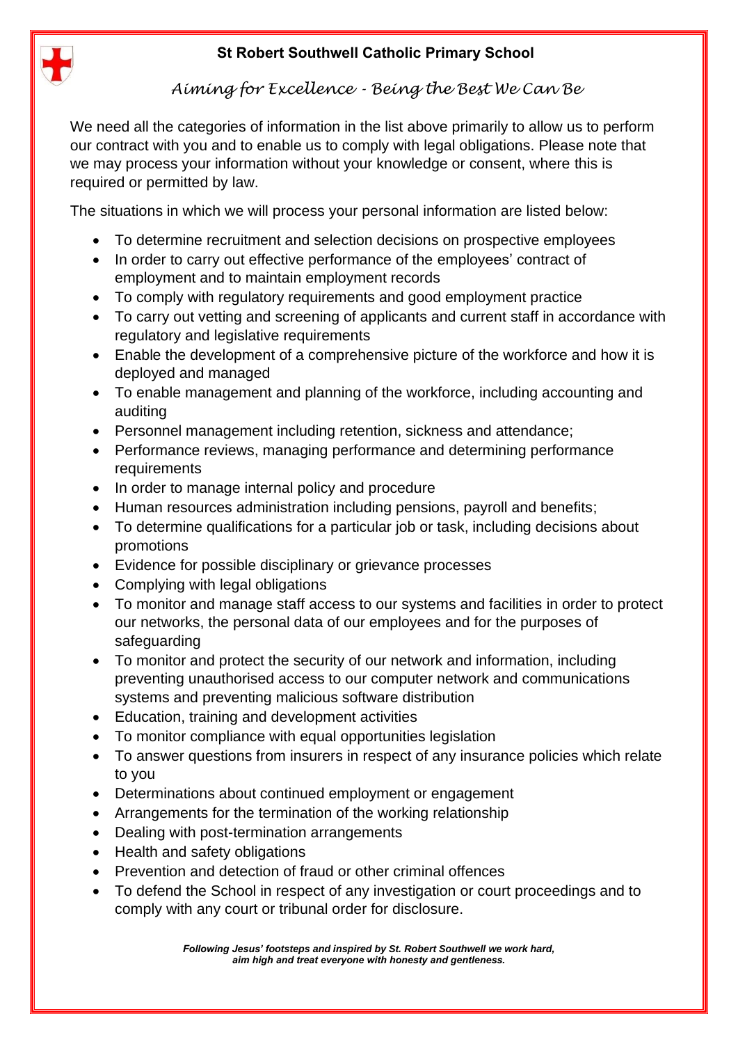We need all the categories of information in the list above primarily to allow us to perform our contract with you and to enable us to comply with legal obligations. Please note that we may process your information without your knowledge or consent, where this is required or permitted by law.

The situations in which we will process your personal information are listed below:

- To determine recruitment and selection decisions on prospective employees
- In order to carry out effective performance of the employees' contract of employment and to maintain employment records
- To comply with regulatory requirements and good employment practice
- To carry out vetting and screening of applicants and current staff in accordance with regulatory and legislative requirements
- Enable the development of a comprehensive picture of the workforce and how it is deployed and managed
- To enable management and planning of the workforce, including accounting and auditing
- Personnel management including retention, sickness and attendance;
- Performance reviews, managing performance and determining performance requirements
- In order to manage internal policy and procedure
- Human resources administration including pensions, payroll and benefits;
- To determine qualifications for a particular job or task, including decisions about promotions
- Evidence for possible disciplinary or grievance processes
- Complying with legal obligations
- To monitor and manage staff access to our systems and facilities in order to protect our networks, the personal data of our employees and for the purposes of safeguarding
- To monitor and protect the security of our network and information, including preventing unauthorised access to our computer network and communications systems and preventing malicious software distribution
- Education, training and development activities
- To monitor compliance with equal opportunities legislation
- To answer questions from insurers in respect of any insurance policies which relate to you
- Determinations about continued employment or engagement
- Arrangements for the termination of the working relationship
- Dealing with post-termination arrangements
- Health and safety obligations
- Prevention and detection of fraud or other criminal offences
- To defend the School in respect of any investigation or court proceedings and to comply with any court or tribunal order for disclosure.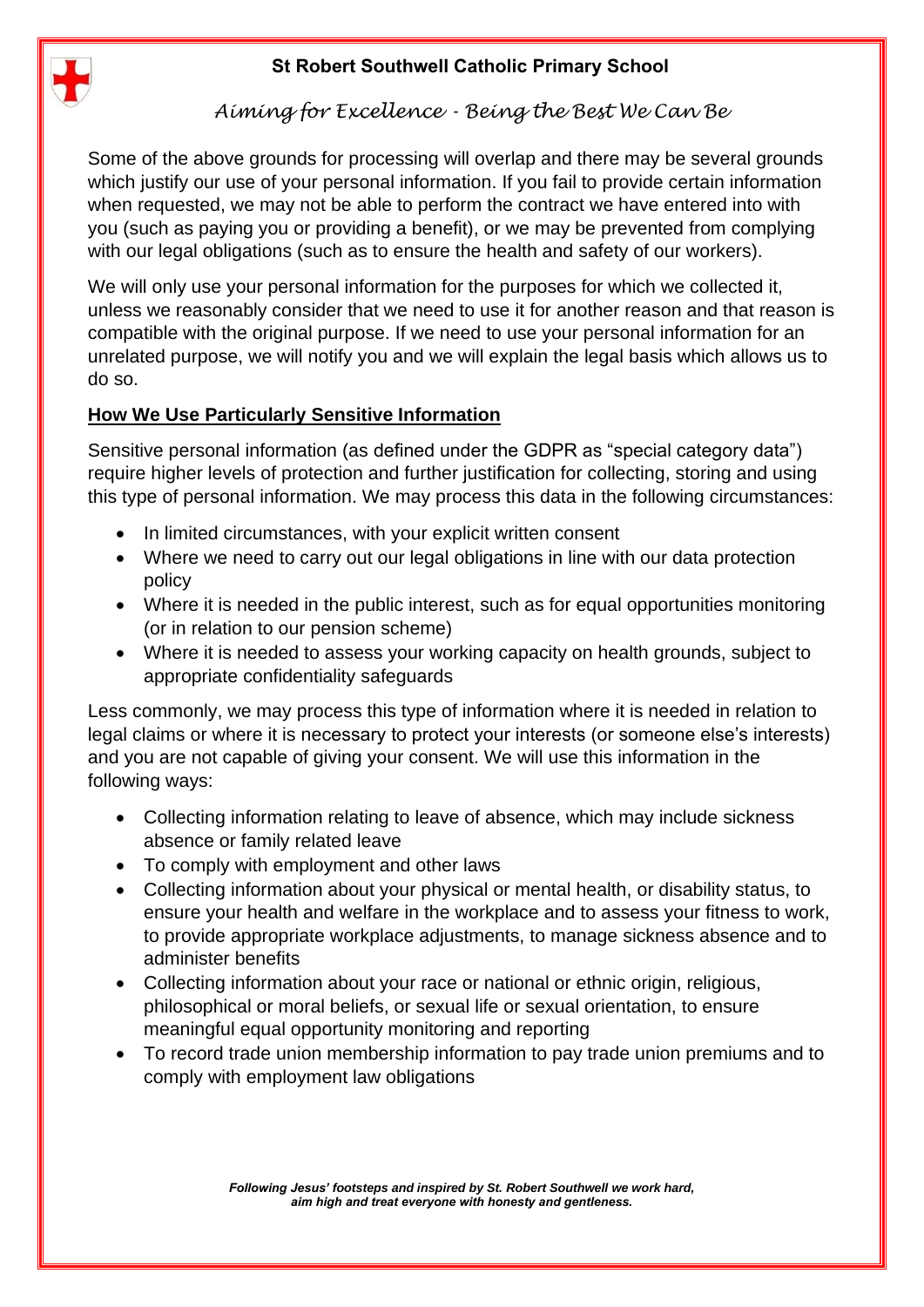Some of the above grounds for processing will overlap and there may be several grounds which justify our use of your personal information. If you fail to provide certain information when requested, we may not be able to perform the contract we have entered into with you (such as paying you or providing a benefit), or we may be prevented from complying with our legal obligations (such as to ensure the health and safety of our workers).

We will only use your personal information for the purposes for which we collected it, unless we reasonably consider that we need to use it for another reason and that reason is compatible with the original purpose. If we need to use your personal information for an unrelated purpose, we will notify you and we will explain the legal basis which allows us to do so.

## How We Use Particularly Sensitive Information

Sensitive personal information (as defined under the GDPR as "special category data") require higher levels of protection and further justification for collecting, storing and using this type of personal information. We may process this data in the following circumstances:

- In limited circumstances, with your explicit written consent
- Where we need to carry out our legal obligations in line with our data protection policy
- Where it is needed in the public interest, such as for equal opportunities monitoring (or in relation to our pension scheme)
- Where it is needed to assess your working capacity on health grounds, subject to appropriate confidentiality safeguards

Less commonly, we may process this type of information where it is needed in relation to legal claims or where it is necessary to protect your interests (or someone else's interests) and you are not capable of giving your consent. We will use this information in the following ways:

- Collecting information relating to leave of absence, which may include sickness absence or family related leave
- To comply with employment and other laws
- Collecting information about your physical or mental health, or disability status, to ensure your health and welfare in the workplace and to assess your fitness to work, to provide appropriate workplace adjustments, to manage sickness absence and to administer benefits
- Collecting information about your race or national or ethnic origin, religious, philosophical or moral beliefs, or sexual life or sexual orientation, to ensure meaningful equal opportunity monitoring and reporting
- To record trade union membership information to pay trade union premiums and to comply with employment law obligations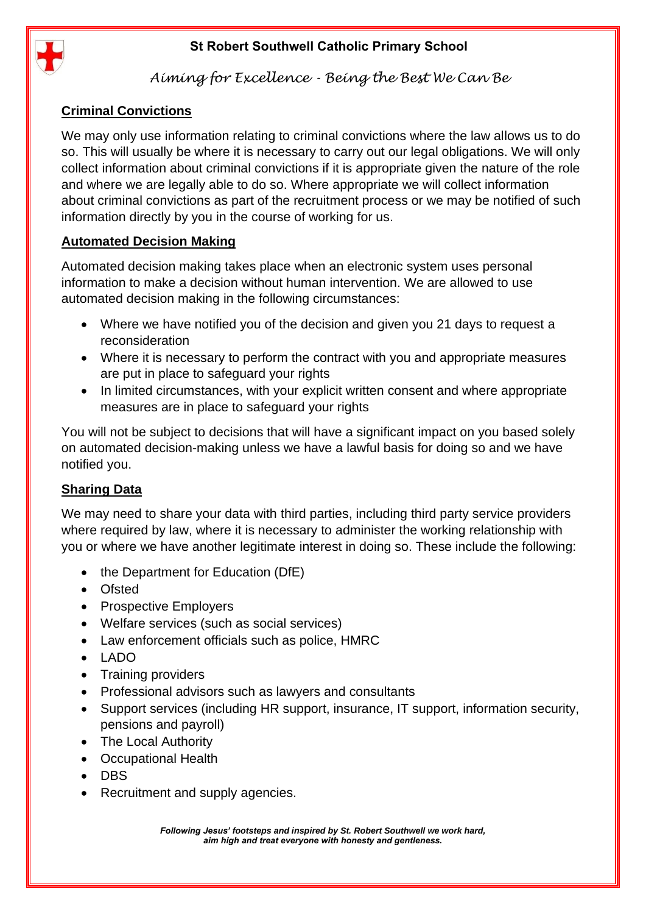## Criminal Convictions

We may only use information relating to criminal convictions where the law allows us to do so. This will usually be where it is necessary to carry out our legal obligations. We will only collect information about criminal convictions if it is appropriate given the nature of the role and where we are legally able to do so. Where appropriate we will collect information about criminal convictions as part of the recruitment process or we may be notified of such information directly by you in the course of working for us.

## Automated Decision Making

Automated decision making takes place when an electronic system uses personal information to make a decision without human intervention. We are allowed to use automated decision making in the following circumstances:

- Where we have notified you of the decision and given you 21 days to request a reconsideration
- Where it is necessary to perform the contract with you and appropriate measures are put in place to safeguard your rights
- In limited circumstances, with your explicit written consent and where appropriate measures are in place to safeguard your rights

You will not be subject to decisions that will have a significant impact on you based solely on automated decision-making unless we have a lawful basis for doing so and we have notified you.

## Sharing Data

We may need to share your data with third parties, including third party service providers where required by law, where it is necessary to administer the working relationship with you or where we have another legitimate interest in doing so. These include the following:

- the Department for Education (DfE)
- Ofsted
- Prospective Employers
- Welfare services (such as social services)
- Law enforcement officials such as police, HMRC
- LADO
- Training providers
- Professional advisors such as lawyers and consultants
- Support services (including HR support, insurance, IT support, information security, pensions and payroll)
- The Local Authority
- Occupational Health
- DBS
- Recruitment and supply agencies.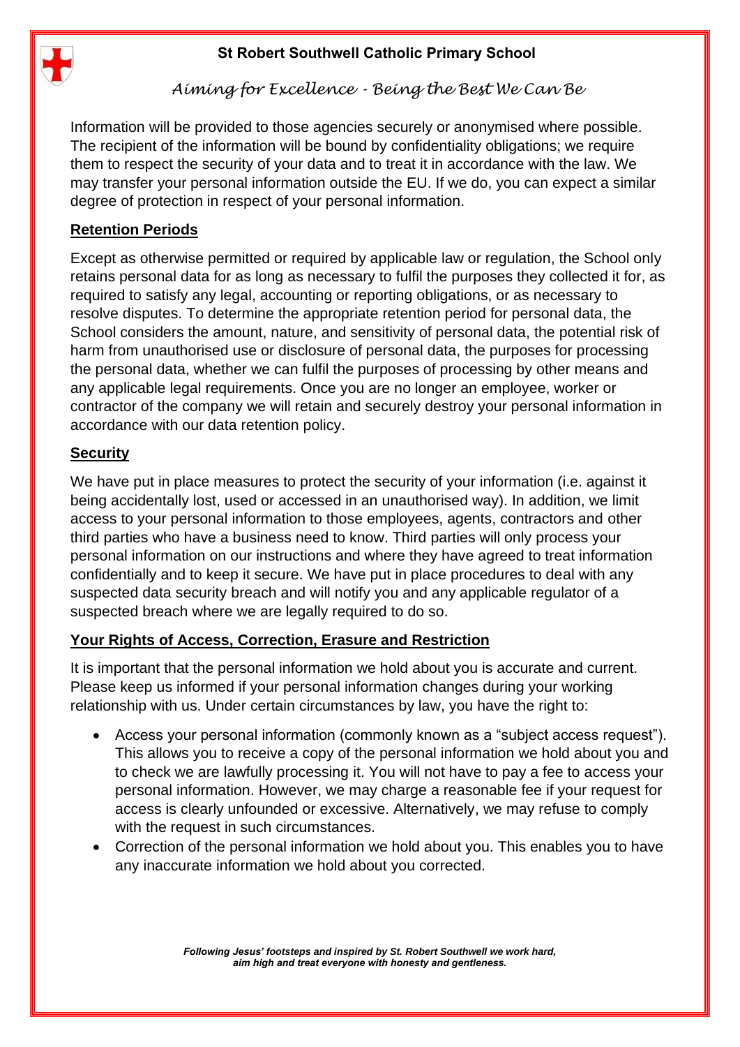Information will be provided to those agencies securely or anonymised where possible. The recipient of the information will be bound by confidentiality obligations; we require them to respect the security of your data and to treat it in accordance with the law. We may transfer your personal information outside the EU. If we do, you can expect a similar degree of protection in respect of your personal information.

## Retention Periods

Except as otherwise permitted or required by applicable law or regulation, the School only retains personal data for as long as necessary to fulfil the purposes they collected it for, as required to satisfy any legal, accounting or reporting obligations, or as necessary to resolve disputes. To determine the appropriate retention period for personal data, the School considers the amount, nature, and sensitivity of personal data, the potential risk of harm from unauthorised use or disclosure of personal data, the purposes for processing the personal data, whether we can fulfil the purposes of processing by other means and any applicable legal requirements. Once you are no longer an employee, worker or contractor of the company we will retain and securely destroy your personal information in accordance with our data retention policy.

## Security

We have put in place measures to protect the security of your information (i.e. against it being accidentally lost, used or accessed in an unauthorised way). In addition, we limit access to your personal information to those employees, agents, contractors and other third parties who have a business need to know. Third parties will only process your personal information on our instructions and where they have agreed to treat information confidentially and to keep it secure. We have put in place procedures to deal with any suspected data security breach and will notify you and any applicable regulator of a suspected breach where we are legally required to do so.

## Your Rights of Access, Correction, Erasure and Restriction

It is important that the personal information we hold about you is accurate and current. Please keep us informed if your personal information changes during your working relationship with us. Under certain circumstances by law, you have the right to:

- Access your personal information (commonly known as a "subject access request"). This allows you to receive a copy of the personal information we hold about you and to check we are lawfully processing it. You will not have to pay a fee to access your personal information. However, we may charge a reasonable fee if your request for access is clearly unfounded or excessive. Alternatively, we may refuse to comply with the request in such circumstances.
- Correction of the personal information we hold about you. This enables you to have any inaccurate information we hold about you corrected.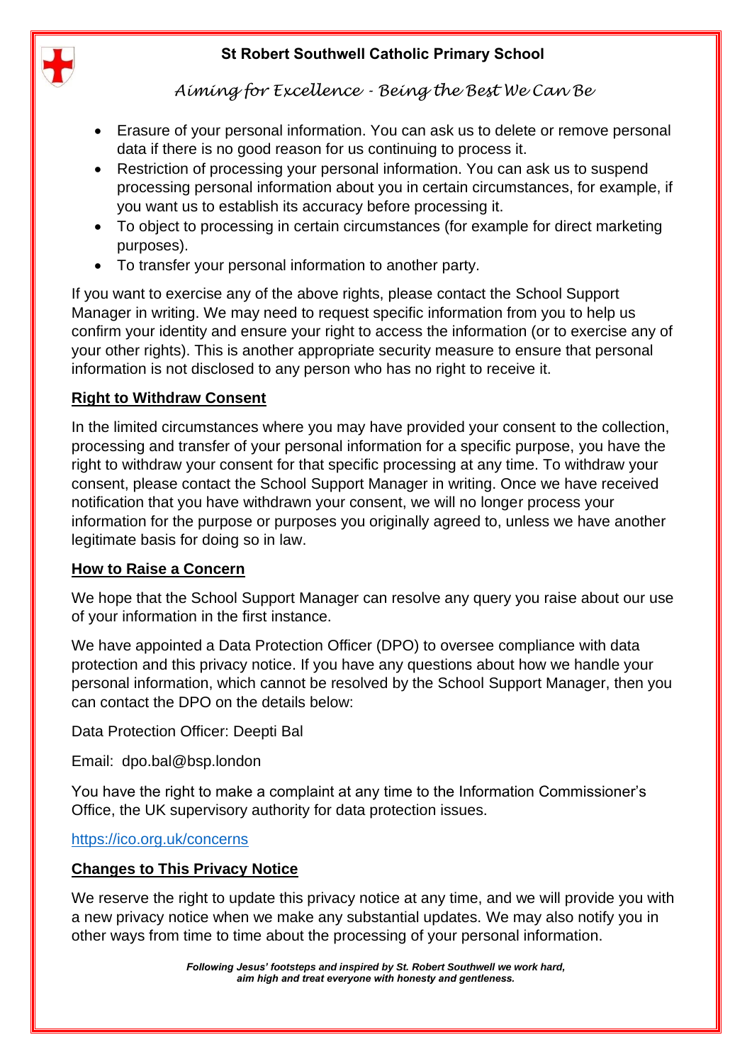- Erasure of your personal information. You can ask us to delete or remove personal data if there is no good reason for us continuing to process it.
- Restriction of processing your personal information. You can ask us to suspend processing personal information about you in certain circumstances, for example, if you want us to establish its accuracy before processing it.
- To object to processing in certain circumstances (for example for direct marketing purposes).
- To transfer your personal information to another party.

If you want to exercise any of the above rights, please contact the School Support Manager in writing. We may need to request specific information from you to help us confirm your identity and ensure your right to access the information (or to exercise any of your other rights). This is another appropriate security measure to ensure that personal information is not disclosed to any person who has no right to receive it.

## Right to Withdraw Consent

In the limited circumstances where you may have provided your consent to the collection, processing and transfer of your personal information for a specific purpose, you have the right to withdraw your consent for that specific processing at any time. To withdraw your consent, please contact the School Support Manager in writing. Once we have received notification that you have withdrawn your consent, we will no longer process your information for the purpose or purposes you originally agreed to, unless we have another legitimate basis for doing so in law.

## How to Raise a Concern

We hope that the School Support Manager can resolve any query you raise about our use of your information in the first instance.

We have appointed a Data Protection Officer (DPO) to oversee compliance with data protection and this privacy notice. If you have any questions about how we handle your personal information, which cannot be resolved by the School Support Manager, then you can contact the DPO on the details below:

Data Protection Officer: Deepti Bal

Email: dpo.bal@bsp.london

You have the right to make a complaint at any time to the Information Commissioner's Office, the UK supervisory authority for data protection issues.

[https://ico.org.uk/concerns](https://ico.org.uk/concerns)

## Changes to This Privacy Notice

We reserve the right to update this privacy notice at any time, and we will provide you with a new privacy notice when we make any substantial updates. We may also notify you in other ways from time to time about the processing of your personal information.